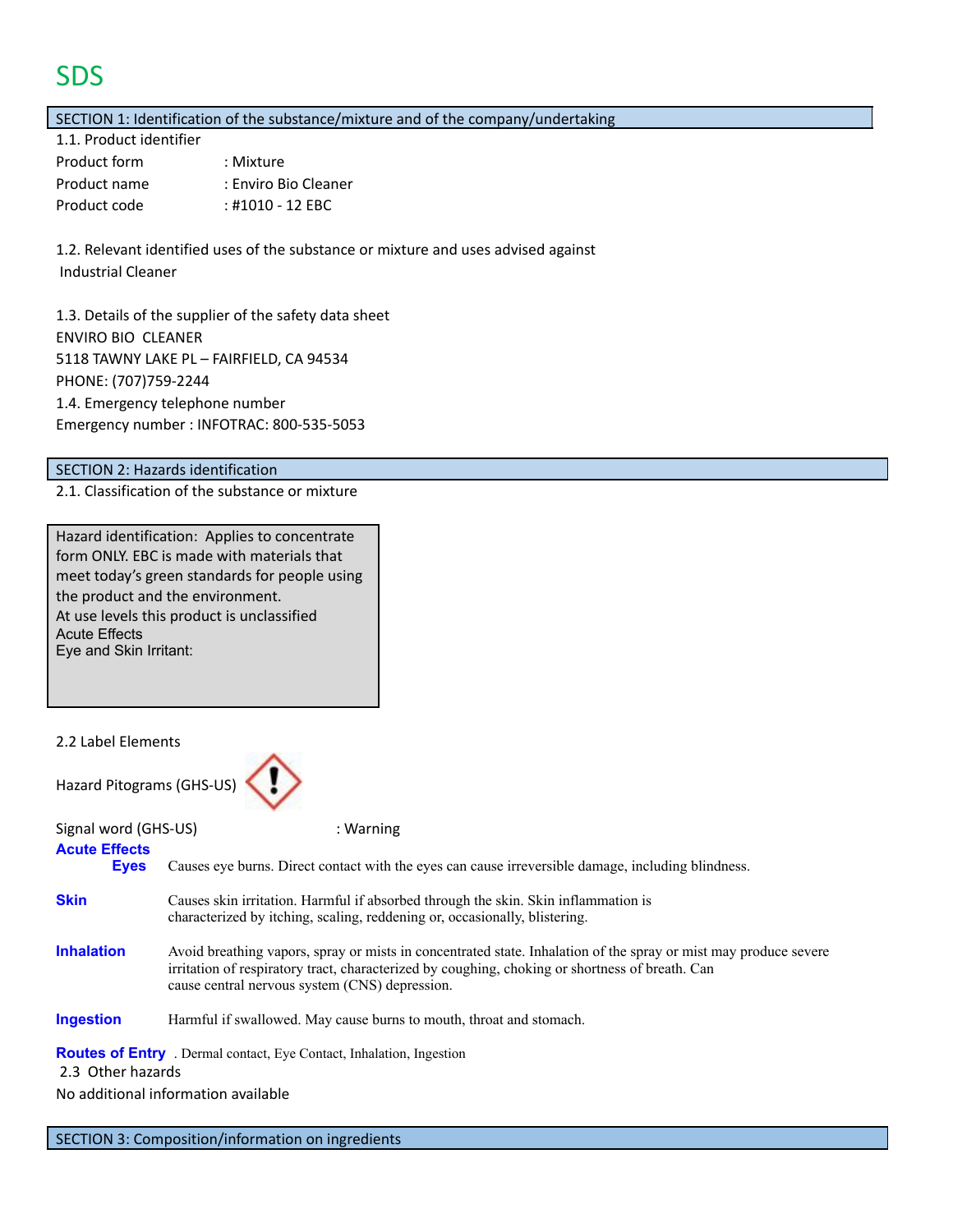# SDS

## SECTION 1: Identification of the substance/mixture and of the company/undertaking

1.1. Product identifier

Product form : Mixture

Product name : Enviro Bio Cleaner

Product code : #1010 - 12 EBC

1.2. Relevant identified uses of the substance or mixture and uses advised against

Industrial Cleaner

1.3. Details of the supplier of the safety data sheet

ENVIRO BIO CLEANER

5118 TAWNY LAKE PL – FAIRFIELD, CA 94534

PHONE: (707)759-2244

1.4. Emergency telephone number

Emergency number : INFOTRAC: 800-535-5053

## SECTION 2: Hazards identification

2.1. Classification of the substance or mixture

Hazard identification: Applies to concentrate form ONLY. EBC is made with materials that meet today's green standards for people using the product and the environment.
At use levels this product is unclassified
Acute Effects
Eye and Skin Irritant:

2.2 Label Elements

Hazard Pitograms (GHS-US)

Signal word (GHS-US) : Warning

**Acute Effects**

**Eyes** Causes eye burns. Direct contact with the eyes can cause irreversible damage, including blindness.

**Skin** Causes skin irritation. Harmful if absorbed through the skin. Skin inflammation is characterized by itching, scaling, reddening or, occasionally, blistering.

**Inhalation** Avoid breathing vapors, spray or mists in concentrated state. Inhalation of the spray or mist may produce severe irritation of respiratory tract, characterized by coughing, choking or shortness of breath. Can cause central nervous system (CNS) depression.

**Ingestion** Harmful if swallowed. May cause burns to mouth, throat and stomach.

**Routes of Entry** . Dermal contact, Eye Contact, Inhalation, Ingestion

2.3 Other hazards

No additional information available

## SECTION 3: Composition/information on ingredients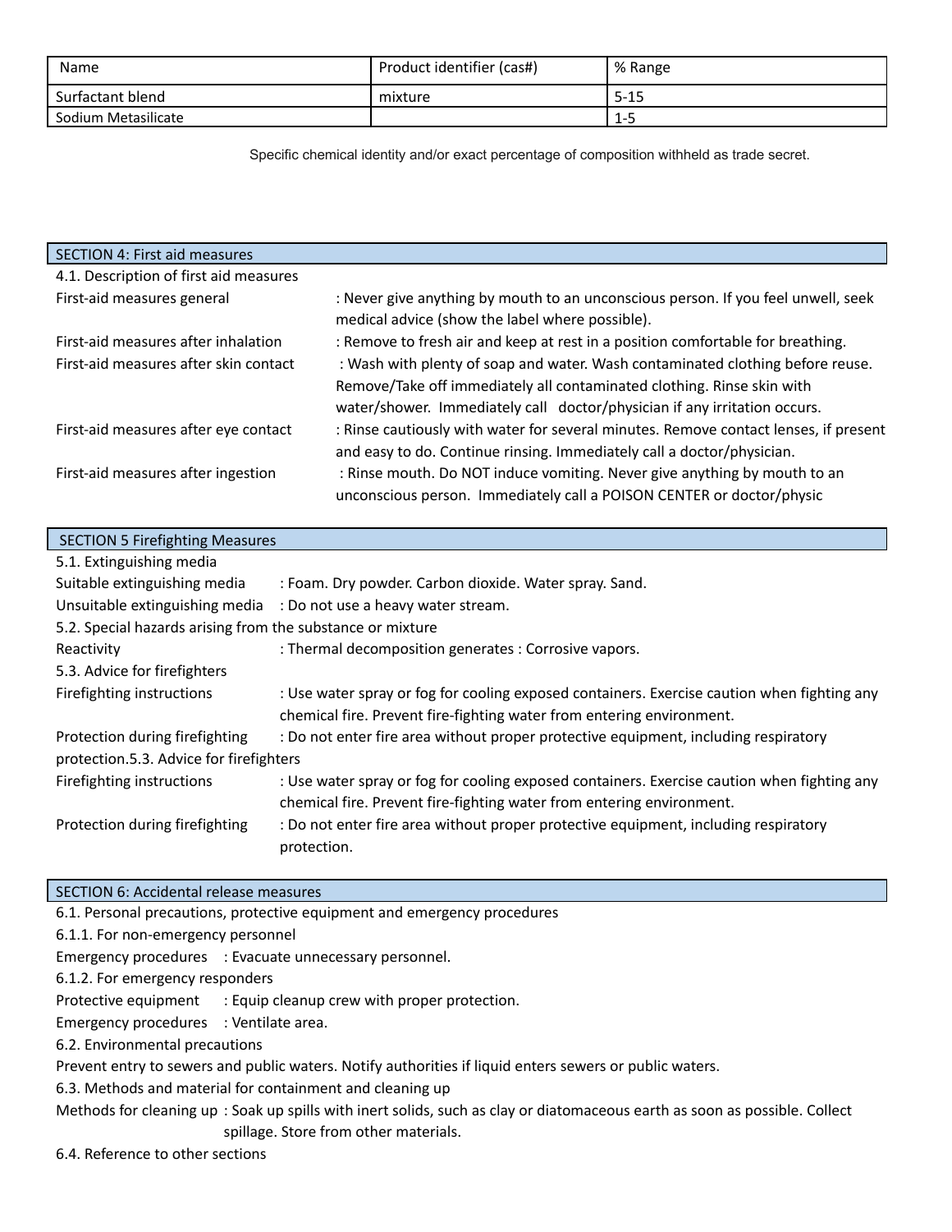| Name | Product identifier (cas#) | % Range |
|---|---|---|
| Surfactant blend | mixture | 5-15 |
| Sodium Metasilicate | | 1-5 |

Specific chemical identity and/or exact percentage of composition withheld as trade secret.

## SECTION 4: First aid measures

4.1. Description of first aid measures

First-aid measures general : Never give anything by mouth to an unconscious person. If you feel unwell, seek medical advice (show the label where possible).

First-aid measures after inhalation : Remove to fresh air and keep at rest in a position comfortable for breathing.

First-aid measures after skin contact : Wash with plenty of soap and water. Wash contaminated clothing before reuse. Remove/Take off immediately all contaminated clothing. Rinse skin with water/shower. Immediately call doctor/physician if any irritation occurs.

First-aid measures after eye contact : Rinse cautiously with water for several minutes. Remove contact lenses, if present and easy to do. Continue rinsing. Immediately call a doctor/physician.

First-aid measures after ingestion : Rinse mouth. Do NOT induce vomiting. Never give anything by mouth to an unconscious person. Immediately call a POISON CENTER or doctor/physic

## SECTION 5 Firefighting Measures

5.1. Extinguishing media

Suitable extinguishing media : Foam. Dry powder. Carbon dioxide. Water spray. Sand.

Unsuitable extinguishing media : Do not use a heavy water stream.

5.2. Special hazards arising from the substance or mixture

Reactivity : Thermal decomposition generates : Corrosive vapors.

5.3. Advice for firefighters

Firefighting instructions : Use water spray or fog for cooling exposed containers. Exercise caution when fighting any chemical fire. Prevent fire-fighting water from entering environment.

Protection during firefighting : Do not enter fire area without proper protective equipment, including respiratory protection.5.3. Advice for firefighters

Firefighting instructions : Use water spray or fog for cooling exposed containers. Exercise caution when fighting any chemical fire. Prevent fire-fighting water from entering environment.

Protection during firefighting : Do not enter fire area without proper protective equipment, including respiratory protection.

## SECTION 6: Accidental release measures

6.1. Personal precautions, protective equipment and emergency procedures

6.1.1. For non-emergency personnel

Emergency procedures : Evacuate unnecessary personnel.

6.1.2. For emergency responders

Protective equipment : Equip cleanup crew with proper protection.

Emergency procedures : Ventilate area.

6.2. Environmental precautions

Prevent entry to sewers and public waters. Notify authorities if liquid enters sewers or public waters.

6.3. Methods and material for containment and cleaning up

Methods for cleaning up : Soak up spills with inert solids, such as clay or diatomaceous earth as soon as possible. Collect spillage. Store from other materials.

6.4. Reference to other sections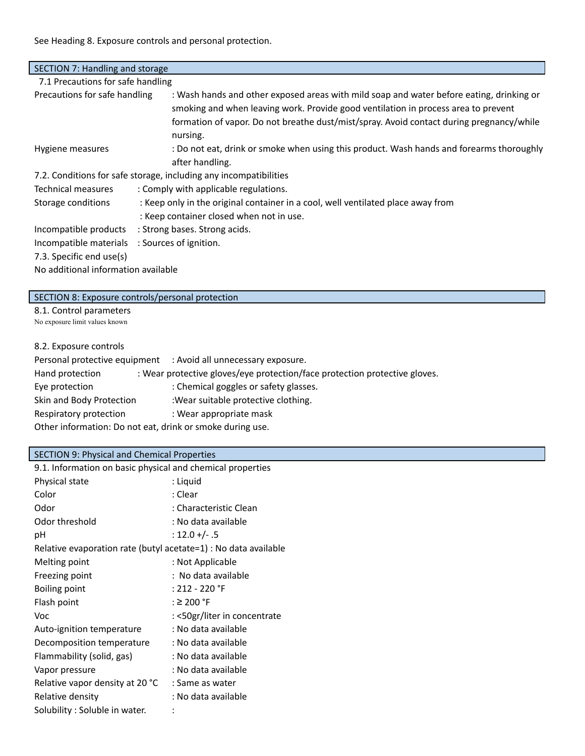See Heading 8. Exposure controls and personal protection.

## SECTION 7: Handling and storage

7.1 Precautions for safe handling

Precautions for safe handling : Wash hands and other exposed areas with mild soap and water before eating, drinking or smoking and when leaving work. Provide good ventilation in process area to prevent formation of vapor. Do not breathe dust/mist/spray. Avoid contact during pregnancy/while nursing.

Hygiene measures : Do not eat, drink or smoke when using this product. Wash hands and forearms thoroughly after handling.

7.2. Conditions for safe storage, including any incompatibilities

Technical measures : Comply with applicable regulations.

Storage conditions : Keep only in the original container in a cool, well ventilated place away from
: Keep container closed when not in use.

Incompatible products : Strong bases. Strong acids.

Incompatible materials : Sources of ignition.

7.3. Specific end use(s)

No additional information available

## SECTION 8: Exposure controls/personal protection

8.1. Control parameters

No exposure limit values known

8.2. Exposure controls

Personal protective equipment : Avoid all unnecessary exposure.

Hand protection : Wear protective gloves/eye protection/face protection protective gloves.

Eye protection : Chemical goggles or safety glasses.

Skin and Body Protection :Wear suitable protective clothing.

Respiratory protection : Wear appropriate mask

Other information: Do not eat, drink or smoke during use.

## SECTION 9: Physical and Chemical Properties

9.1. Information on basic physical and chemical properties

| Property | Value |
|---|---|
| Physical state | : Liquid |
| Color | : Clear |
| Odor | : Characteristic Clean |
| Odor threshold | : No data available |
| pH | : 12.0 +/- .5 |
| Relative evaporation rate (butyl acetate=1) | : No data available |
| Melting point | : Not Applicable |
| Freezing point | : No data available |
| Boiling point | : 212 - 220 °F |
| Flash point | : ≥ 200 °F |
| Voc | : <50gr/liter in concentrate |
| Auto-ignition temperature | : No data available |
| Decomposition temperature | : No data available |
| Flammability (solid, gas) | : No data available |
| Vapor pressure | : No data available |
| Relative vapor density at 20 °C | : Same as water |
| Relative density | : No data available |
| Solubility : Soluble in water. | : |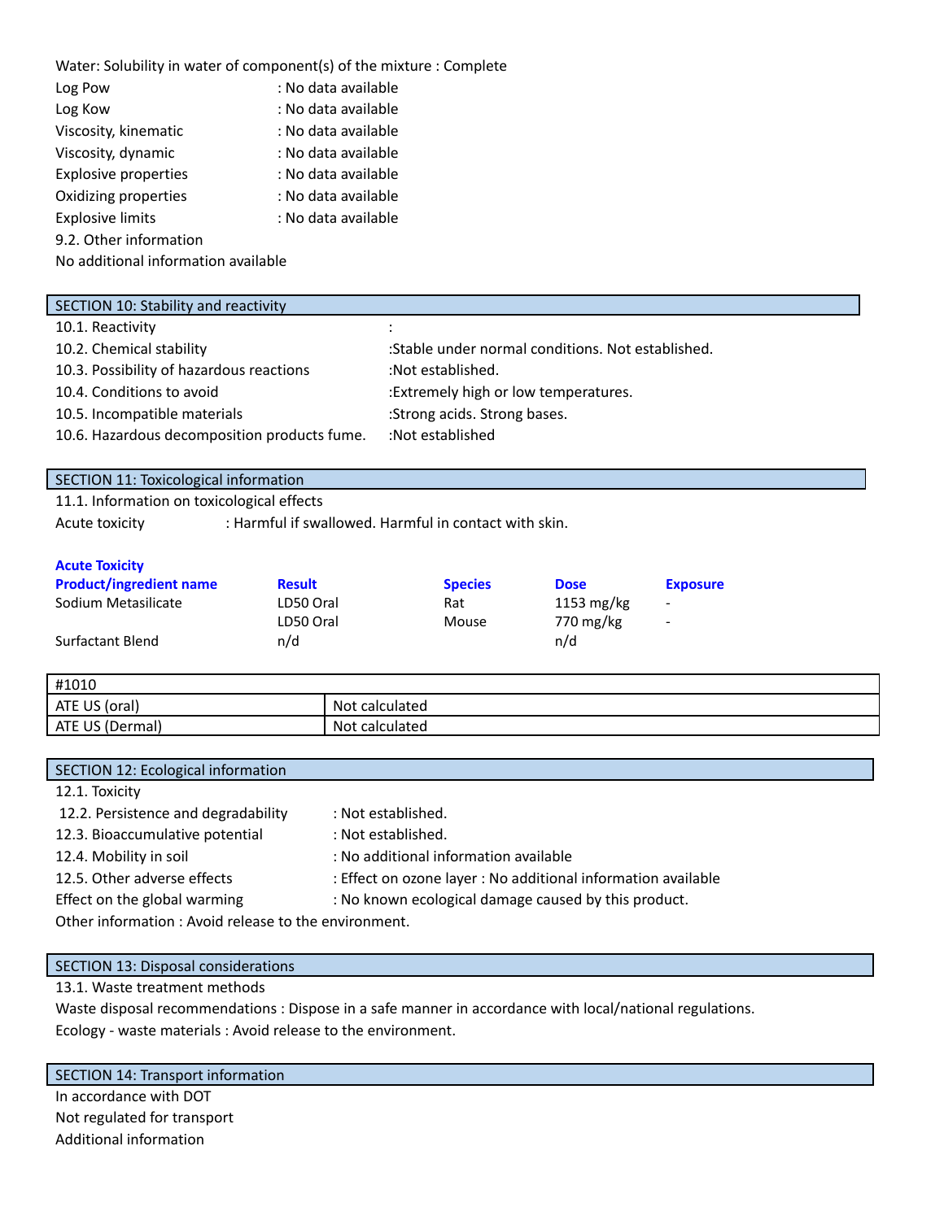Water: Solubility in water of component(s) of the mixture : Complete

Log Pow : No data available

Log Kow : No data available

Viscosity, kinematic : No data available

Viscosity, dynamic : No data available

Explosive properties : No data available

Oxidizing properties : No data available

Explosive limits : No data available

9.2. Other information

No additional information available

## SECTION 10: Stability and reactivity

10.1. Reactivity :

10.2. Chemical stability :Stable under normal conditions. Not established.

10.3. Possibility of hazardous reactions :Not established.

10.4. Conditions to avoid :Extremely high or low temperatures.

10.5. Incompatible materials :Strong acids. Strong bases.

10.6. Hazardous decomposition products fume. :Not established

## SECTION 11: Toxicological information

11.1. Information on toxicological effects

Acute toxicity : Harmful if swallowed. Harmful in contact with skin.

**Acute Toxicity**

| Product/ingredient name | Result | Species | Dose | Exposure |
|---|---|---|---|---|
| Sodium Metasilicate | LD50 Oral | Rat | 1153 mg/kg | - |
| | LD50 Oral | Mouse | 770 mg/kg | - |
| Surfactant Blend | n/d | | n/d | |

| #1010 | |
|---|---|
| ATE US (oral) | Not calculated |
| ATE US (Dermal) | Not calculated |

## SECTION 12: Ecological information

12.1. Toxicity

12.2. Persistence and degradability : Not established.

12.3. Bioaccumulative potential : Not established.

12.4. Mobility in soil : No additional information available

12.5. Other adverse effects : Effect on ozone layer : No additional information available

Effect on the global warming : No known ecological damage caused by this product.

Other information : Avoid release to the environment.

## SECTION 13: Disposal considerations

13.1. Waste treatment methods

Waste disposal recommendations : Dispose in a safe manner in accordance with local/national regulations.

Ecology - waste materials : Avoid release to the environment.

## SECTION 14: Transport information

In accordance with DOT

Not regulated for transport

Additional information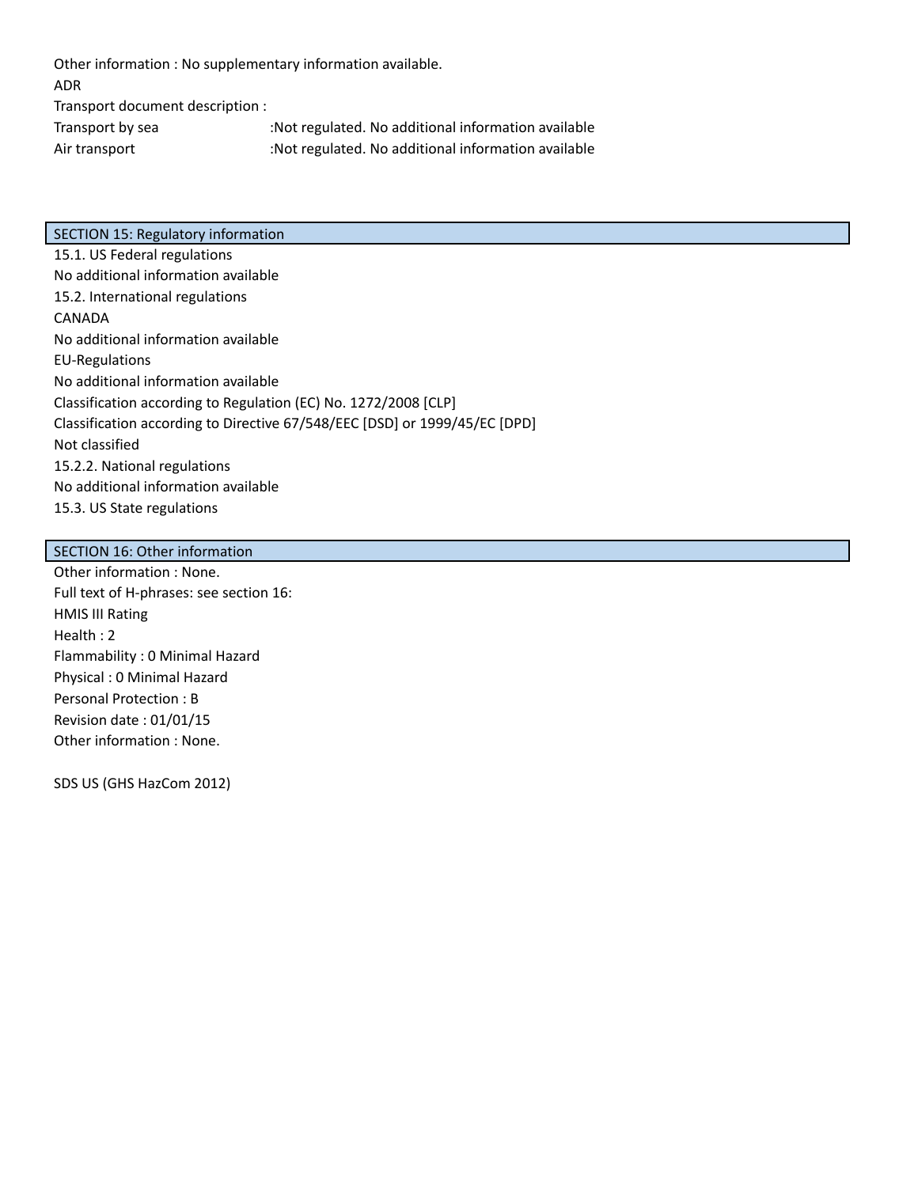Other information : No supplementary information available.

ADR

Transport document description :

| | |
|---|---|
| Transport by sea | :Not regulated. No additional information available |
| Air transport | :Not regulated. No additional information available |

## SECTION 15: Regulatory information

15.1. US Federal regulations

No additional information available

15.2. International regulations

CANADA

No additional information available

EU-Regulations

No additional information available

Classification according to Regulation (EC) No. 1272/2008 [CLP]

Classification according to Directive 67/548/EEC [DSD] or 1999/45/EC [DPD]

Not classified

15.2.2. National regulations

No additional information available

15.3. US State regulations

## SECTION 16: Other information

Other information : None.

Full text of H-phrases: see section 16:

HMIS III Rating

Health : 2

Flammability : 0 Minimal Hazard

Physical : 0 Minimal Hazard

Personal Protection : B

Revision date : 01/01/15

Other information : None.

SDS US (GHS HazCom 2012)